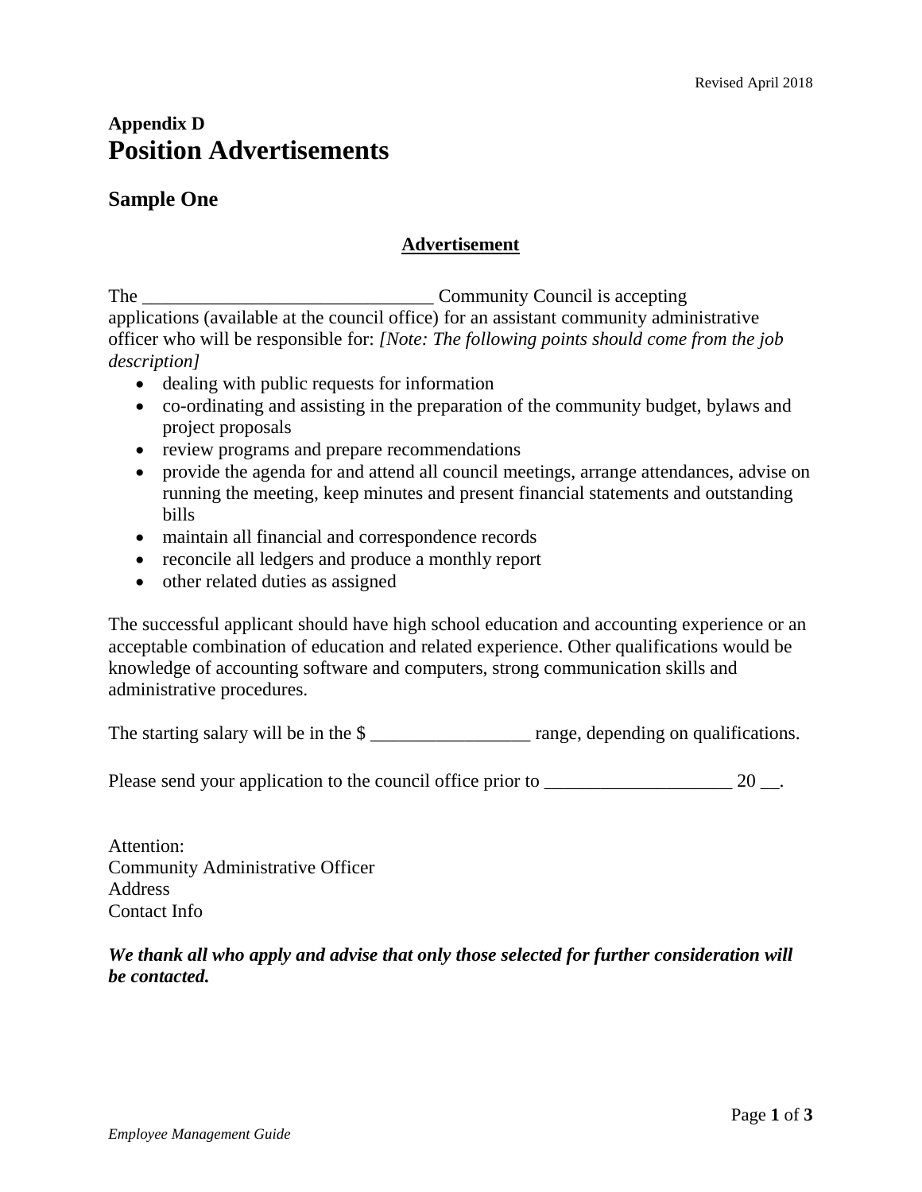## Appendix D
# Position Advertisements

## Sample One

### Advertisement

The _______________________________ Community Council is accepting applications (available at the council office) for an assistant community administrative officer who will be responsible for: *[Note: The following points should come from the job description]*

- dealing with public requests for information
- co-ordinating and assisting in the preparation of the community budget, bylaws and project proposals
- review programs and prepare recommendations
- provide the agenda for and attend all council meetings, arrange attendances, advise on running the meeting, keep minutes and present financial statements and outstanding bills
- maintain all financial and correspondence records
- reconcile all ledgers and produce a monthly report
- other related duties as assigned

The successful applicant should have high school education and accounting experience or an acceptable combination of education and related experience. Other qualifications would be knowledge of accounting software and computers, strong communication skills and administrative procedures.

The starting salary will be in the $ _________________ range, depending on qualifications.

Please send your application to the council office prior to ____________________ 20 __.

Attention:
Community Administrative Officer
Address
Contact Info

***We thank all who apply and advise that only those selected for further consideration will be contacted.***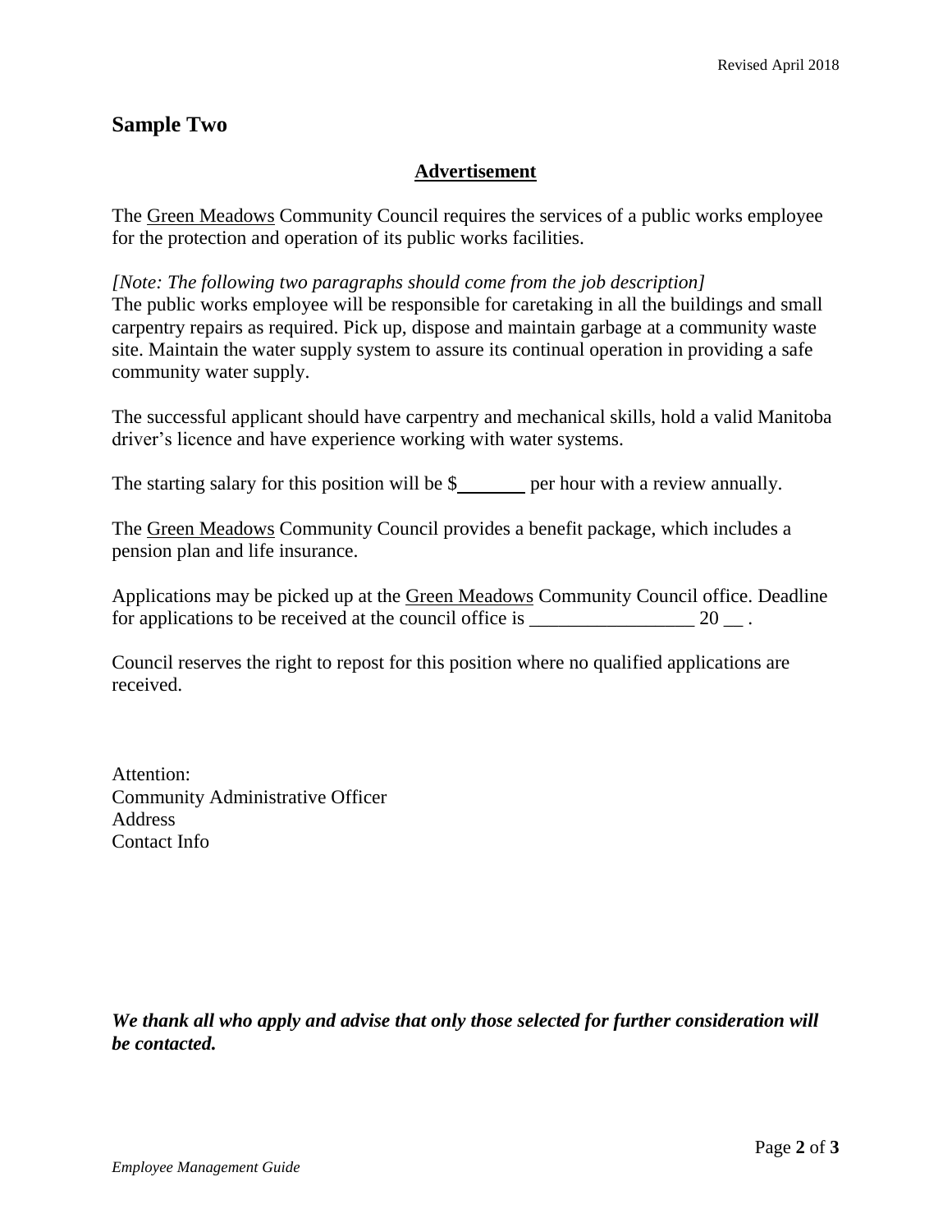## Sample Two

**Advertisement**

The Green Meadows Community Council requires the services of a public works employee for the protection and operation of its public works facilities.

*[Note: The following two paragraphs should come from the job description]*
The public works employee will be responsible for caretaking in all the buildings and small carpentry repairs as required. Pick up, dispose and maintain garbage at a community waste site. Maintain the water supply system to assure its continual operation in providing a safe community water supply.

The successful applicant should have carpentry and mechanical skills, hold a valid Manitoba driver's licence and have experience working with water systems.

The starting salary for this position will be $_______ per hour with a review annually.

The Green Meadows Community Council provides a benefit package, which includes a pension plan and life insurance.

Applications may be picked up at the Green Meadows Community Council office. Deadline for applications to be received at the council office is _________________ 20 __ .

Council reserves the right to repost for this position where no qualified applications are received.

Attention:
Community Administrative Officer
Address
Contact Info

***We thank all who apply and advise that only those selected for further consideration will be contacted.***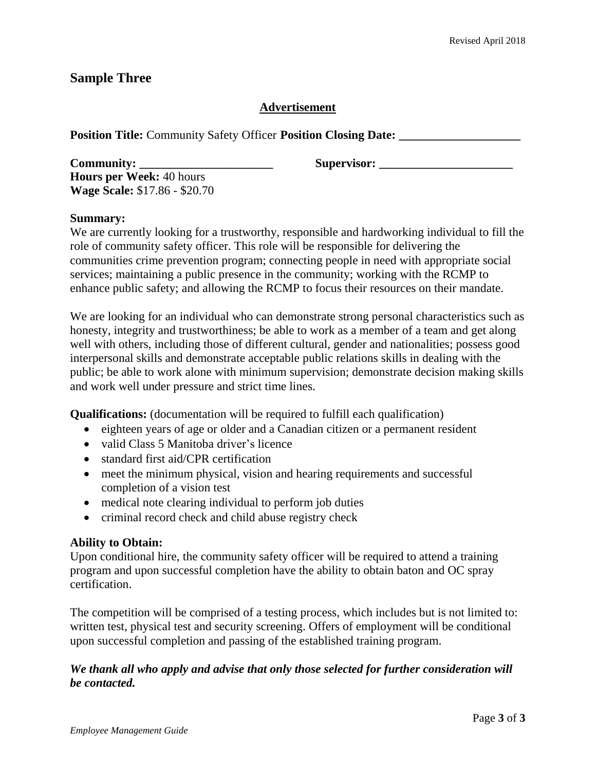## Sample Three

**Advertisement**

**Position Title:** Community Safety Officer **Position Closing Date: ____________________**

**Community: ______________________** **Supervisor: ______________________**
**Hours per Week:** 40 hours
**Wage Scale:** $17.86 - $20.70

**Summary:**
We are currently looking for a trustworthy, responsible and hardworking individual to fill the role of community safety officer. This role will be responsible for delivering the communities crime prevention program; connecting people in need with appropriate social services; maintaining a public presence in the community; working with the RCMP to enhance public safety; and allowing the RCMP to focus their resources on their mandate.

We are looking for an individual who can demonstrate strong personal characteristics such as honesty, integrity and trustworthiness; be able to work as a member of a team and get along well with others, including those of different cultural, gender and nationalities; possess good interpersonal skills and demonstrate acceptable public relations skills in dealing with the public; be able to work alone with minimum supervision; demonstrate decision making skills and work well under pressure and strict time lines.

**Qualifications:** (documentation will be required to fulfill each qualification)

- eighteen years of age or older and a Canadian citizen or a permanent resident
- valid Class 5 Manitoba driver's licence
- standard first aid/CPR certification
- meet the minimum physical, vision and hearing requirements and successful completion of a vision test
- medical note clearing individual to perform job duties
- criminal record check and child abuse registry check

**Ability to Obtain:**
Upon conditional hire, the community safety officer will be required to attend a training program and upon successful completion have the ability to obtain baton and OC spray certification.

The competition will be comprised of a testing process, which includes but is not limited to: written test, physical test and security screening. Offers of employment will be conditional upon successful completion and passing of the established training program.

***We thank all who apply and advise that only those selected for further consideration will be contacted.***